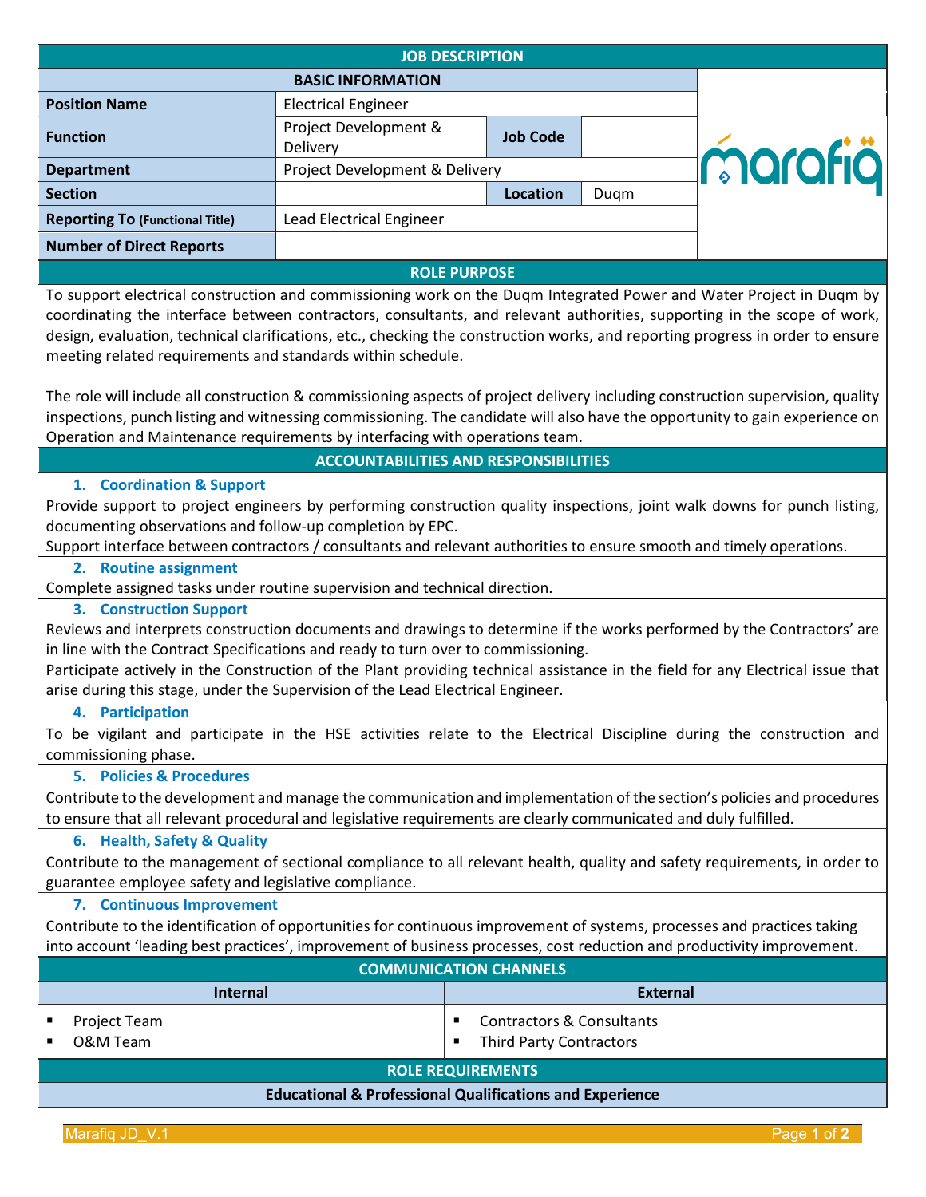# JOB DESCRIPTION

## BASIC INFORMATION

| | | | |
|---|---|---|---|
| **Position Name** | Electrical Engineer | | |
| **Function** | Project Development & Delivery | **Job Code** | |
| **Department** | Project Development & Delivery | | |
| **Section** | | **Location** | Duqm |
| **Reporting To** (Functional Title) | Lead Electrical Engineer | | |
| **Number of Direct Reports** | | | |

## ROLE PURPOSE

To support electrical construction and commissioning work on the Duqm Integrated Power and Water Project in Duqm by coordinating the interface between contractors, consultants, and relevant authorities, supporting in the scope of work, design, evaluation, technical clarifications, etc., checking the construction works, and reporting progress in order to ensure meeting related requirements and standards within schedule.

The role will include all construction & commissioning aspects of project delivery including construction supervision, quality inspections, punch listing and witnessing commissioning. The candidate will also have the opportunity to gain experience on Operation and Maintenance requirements by interfacing with operations team.

## ACCOUNTABILITIES AND RESPONSIBILITIES

### 1. Coordination & Support

Provide support to project engineers by performing construction quality inspections, joint walk downs for punch listing, documenting observations and follow-up completion by EPC.

Support interface between contractors / consultants and relevant authorities to ensure smooth and timely operations.

### 2. Routine assignment

Complete assigned tasks under routine supervision and technical direction.

### 3. Construction Support

Reviews and interprets construction documents and drawings to determine if the works performed by the Contractors' are in line with the Contract Specifications and ready to turn over to commissioning.

Participate actively in the Construction of the Plant providing technical assistance in the field for any Electrical issue that arise during this stage, under the Supervision of the Lead Electrical Engineer.

### 4. Participation

To be vigilant and participate in the HSE activities relate to the Electrical Discipline during the construction and commissioning phase.

### 5. Policies & Procedures

Contribute to the development and manage the communication and implementation of the section's policies and procedures to ensure that all relevant procedural and legislative requirements are clearly communicated and duly fulfilled.

### 6. Health, Safety & Quality

Contribute to the management of sectional compliance to all relevant health, quality and safety requirements, in order to guarantee employee safety and legislative compliance.

### 7. Continuous Improvement

Contribute to the identification of opportunities for continuous improvement of systems, processes and practices taking into account 'leading best practices', improvement of business processes, cost reduction and productivity improvement.

## COMMUNICATION CHANNELS

| Internal | External |
|---|---|
| ▪ Project Team<br>▪ O&M Team | ▪ Contractors & Consultants<br>▪ Third Party Contractors |

## ROLE REQUIREMENTS

### Educational & Professional Qualifications and Experience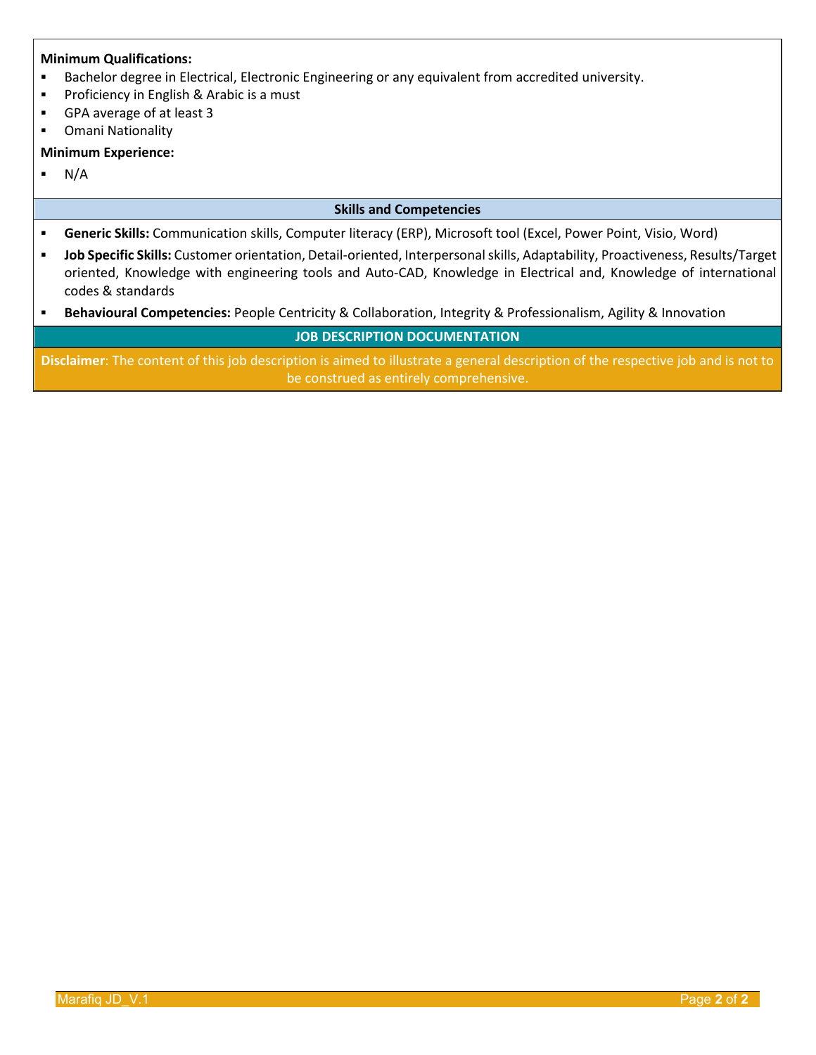**Minimum Qualifications:**

- Bachelor degree in Electrical, Electronic Engineering or any equivalent from accredited university.
- Proficiency in English & Arabic is a must
- GPA average of at least 3
- Omani Nationality

**Minimum Experience:**

- N/A

## Skills and Competencies

- **Generic Skills:** Communication skills, Computer literacy (ERP), Microsoft tool (Excel, Power Point, Visio, Word)
- **Job Specific Skills:** Customer orientation, Detail-oriented, Interpersonal skills, Adaptability, Proactiveness, Results/Target oriented, Knowledge with engineering tools and Auto-CAD, Knowledge in Electrical and, Knowledge of international codes & standards
- **Behavioural Competencies:** People Centricity & Collaboration, Integrity & Professionalism, Agility & Innovation

## JOB DESCRIPTION DOCUMENTATION

**Disclaimer**: The content of this job description is aimed to illustrate a general description of the respective job and is not to be construed as entirely comprehensive.